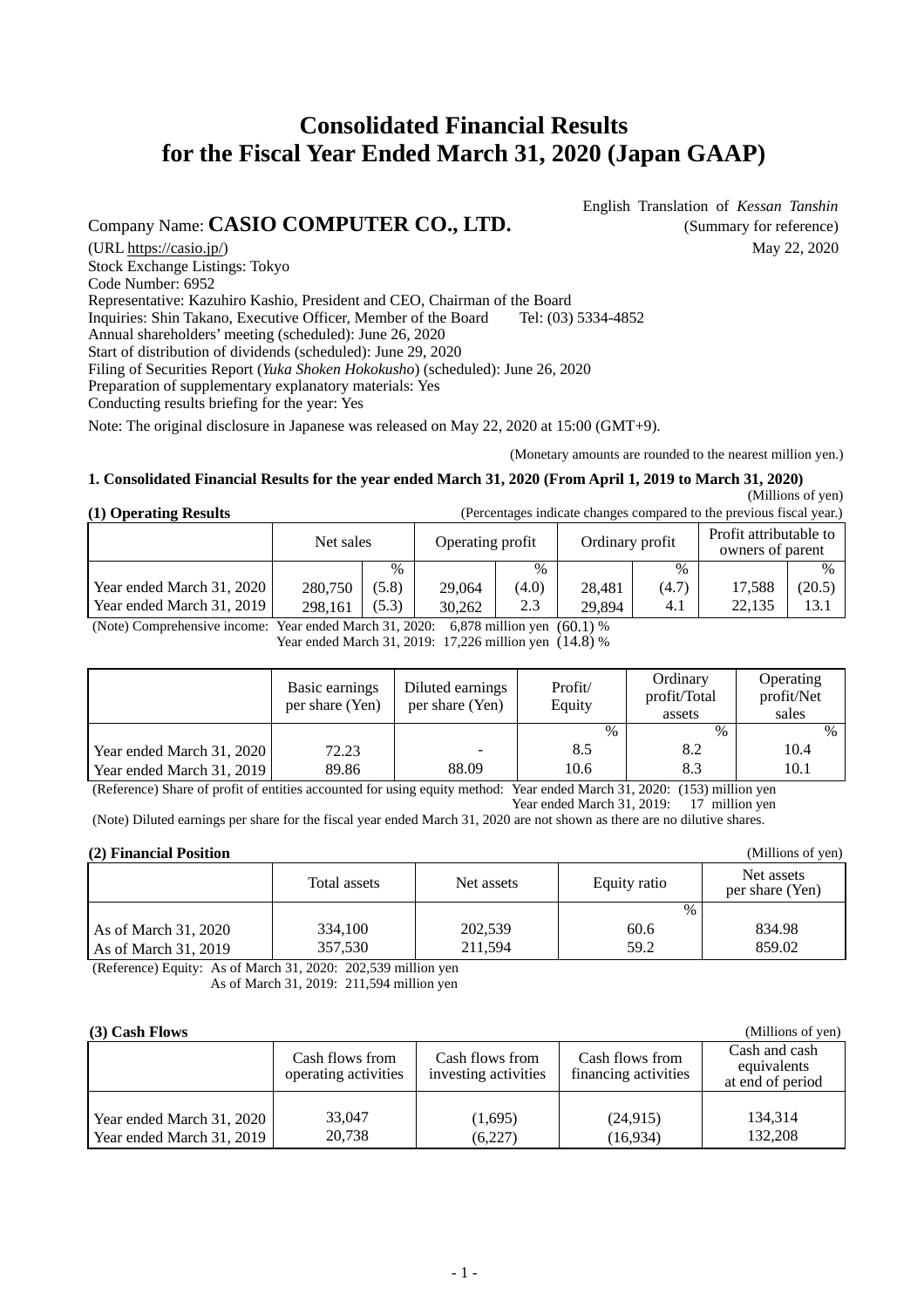# Consolidated Financial Results for the Fiscal Year Ended March 31, 2020 (Japan GAAP)

English Translation of *Kessan Tanshin*
(Summary for reference)

Company Name: **CASIO COMPUTER CO., LTD.**

(URL https://casio.jp/)

May 22, 2020

Stock Exchange Listings: Tokyo
Code Number: 6952
Representative: Kazuhiro Kashio, President and CEO, Chairman of the Board
Inquiries: Shin Takano, Executive Officer, Member of the Board Tel: (03) 5334-4852
Annual shareholders' meeting (scheduled): June 26, 2020
Start of distribution of dividends (scheduled): June 29, 2020
Filing of Securities Report (*Yuka Shoken Hokokusho*) (scheduled): June 26, 2020
Preparation of supplementary explanatory materials: Yes
Conducting results briefing for the year: Yes

Note: The original disclosure in Japanese was released on May 22, 2020 at 15:00 (GMT+9).

(Monetary amounts are rounded to the nearest million yen.)

### 1. Consolidated Financial Results for the year ended March 31, 2020 (From April 1, 2019 to March 31, 2020)

(Millions of yen)

**(1) Operating Results**

(Percentages indicate changes compared to the previous fiscal year.)

| | Net sales | | Operating profit | | Ordinary profit | | Profit attributable to owners of parent | |
|---|---|---|---|---|---|---|---|---|
| | | % | | % | | % | | % |
| Year ended March 31, 2020 | 280,750 | (5.8) | 29,064 | (4.0) | 28,481 | (4.7) | 17,588 | (20.5) |
| Year ended March 31, 2019 | 298,161 | (5.3) | 30,262 | 2.3 | 29,894 | 4.1 | 22,135 | 13.1 |

(Note) Comprehensive income: Year ended March 31, 2020: 6,878 million yen (60.1) %
Year ended March 31, 2019: 17,226 million yen (14.8) %

| | Basic earnings per share (Yen) | Diluted earnings per share (Yen) | Profit/ Equity | Ordinary profit/Total assets | Operating profit/Net sales |
|---|---|---|---|---|---|
| | | | % | % | % |
| Year ended March 31, 2020 | 72.23 | - | 8.5 | 8.2 | 10.4 |
| Year ended March 31, 2019 | 89.86 | 88.09 | 10.6 | 8.3 | 10.1 |

(Reference) Share of profit of entities accounted for using equity method: Year ended March 31, 2020: (153) million yen
Year ended March 31, 2019: 17 million yen

(Note) Diluted earnings per share for the fiscal year ended March 31, 2020 are not shown as there are no dilutive shares.

**(2) Financial Position**

(Millions of yen)

| | Total assets | Net assets | Equity ratio | Net assets per share (Yen) |
|---|---|---|---|---|
| | | | % | |
| As of March 31, 2020 | 334,100 | 202,539 | 60.6 | 834.98 |
| As of March 31, 2019 | 357,530 | 211,594 | 59.2 | 859.02 |

(Reference) Equity: As of March 31, 2020: 202,539 million yen
As of March 31, 2019: 211,594 million yen

**(3) Cash Flows**

(Millions of yen)

| | Cash flows from operating activities | Cash flows from investing activities | Cash flows from financing activities | Cash and cash equivalents at end of period |
|---|---|---|---|---|
| Year ended March 31, 2020 | 33,047 | (1,695) | (24,915) | 134,314 |
| Year ended March 31, 2019 | 20,738 | (6,227) | (16,934) | 132,208 |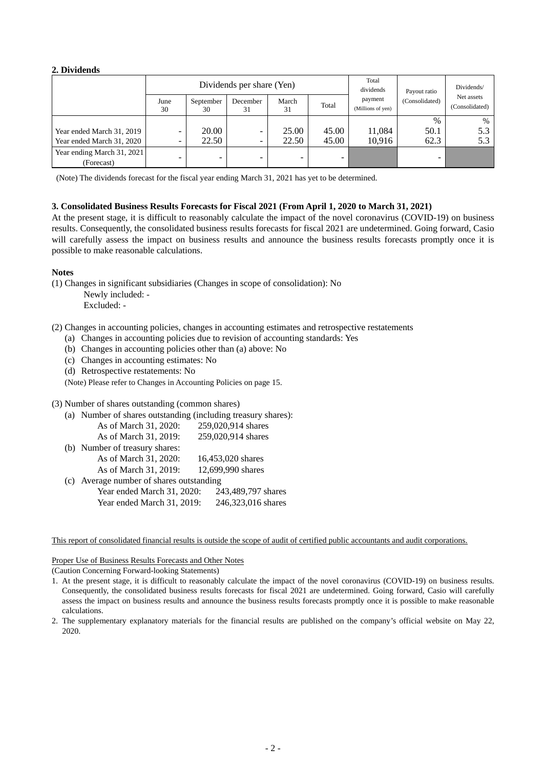## 2. Dividends

| | Dividends per share (Yen) | | | | | Total dividends payment (Millions of yen) | Payout ratio (Consolidated) | Dividends/ Net assets (Consolidated) |
|---|---|---|---|---|---|---|---|---|
| | June 30 | September 30 | December 31 | March 31 | Total | | | |
| | | | | | | | % | % |
| Year ended March 31, 2019 | - | 20.00 | - | 25.00 | 45.00 | 11,084 | 50.1 | 5.3 |
| Year ended March 31, 2020 | - | 22.50 | - | 22.50 | 45.00 | 10,916 | 62.3 | 5.3 |
| Year ending March 31, 2021 (Forecast) | - | - | - | - | - | | - | |

(Note) The dividends forecast for the fiscal year ending March 31, 2021 has yet to be determined.

## 3. Consolidated Business Results Forecasts for Fiscal 2021 (From April 1, 2020 to March 31, 2021)

At the present stage, it is difficult to reasonably calculate the impact of the novel coronavirus (COVID-19) on business results. Consequently, the consolidated business results forecasts for fiscal 2021 are undetermined. Going forward, Casio will carefully assess the impact on business results and announce the business results forecasts promptly once it is possible to make reasonable calculations.

**Notes**

(1) Changes in significant subsidiaries (Changes in scope of consolidation): No
Newly included: -
Excluded: -

(2) Changes in accounting policies, changes in accounting estimates and retrospective restatements
(a) Changes in accounting policies due to revision of accounting standards: Yes
(b) Changes in accounting policies other than (a) above: No
(c) Changes in accounting estimates: No
(d) Retrospective restatements: No
(Note) Please refer to Changes in Accounting Policies on page 15.

(3) Number of shares outstanding (common shares)
(a) Number of shares outstanding (including treasury shares):
As of March 31, 2020: 259,020,914 shares
As of March 31, 2019: 259,020,914 shares
(b) Number of treasury shares:
As of March 31, 2020: 16,453,020 shares
As of March 31, 2019: 12,699,990 shares
(c) Average number of shares outstanding
Year ended March 31, 2020: 243,489,797 shares
Year ended March 31, 2019: 246,323,016 shares

This report of consolidated financial results is outside the scope of audit of certified public accountants and audit corporations.

Proper Use of Business Results Forecasts and Other Notes
(Caution Concerning Forward-looking Statements)

1. At the present stage, it is difficult to reasonably calculate the impact of the novel coronavirus (COVID-19) on business results. Consequently, the consolidated business results forecasts for fiscal 2021 are undetermined. Going forward, Casio will carefully assess the impact on business results and announce the business results forecasts promptly once it is possible to make reasonable calculations.
2. The supplementary explanatory materials for the financial results are published on the company's official website on May 22, 2020.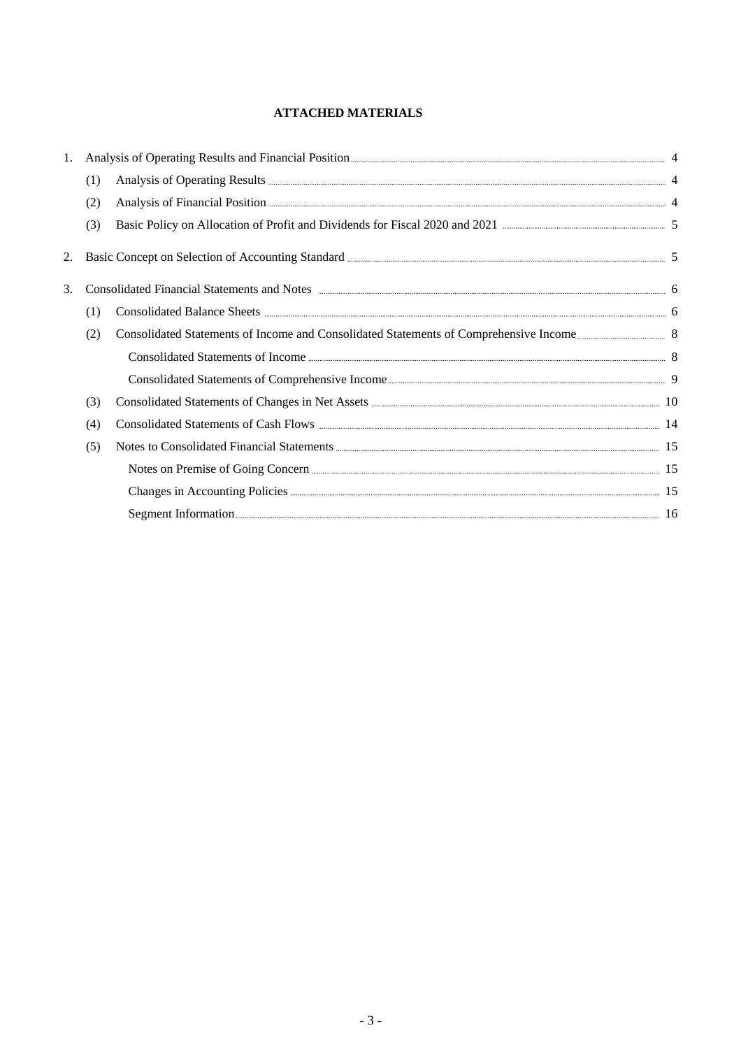# ATTACHED MATERIALS

1. Analysis of Operating Results and Financial Position ........ 4
   - (1) Analysis of Operating Results ........ 4
   - (2) Analysis of Financial Position ........ 4
   - (3) Basic Policy on Allocation of Profit and Dividends for Fiscal 2020 and 2021 ........ 5
2. Basic Concept on Selection of Accounting Standard ........ 5
3. Consolidated Financial Statements and Notes ........ 6
   - (1) Consolidated Balance Sheets ........ 6
   - (2) Consolidated Statements of Income and Consolidated Statements of Comprehensive Income ........ 8
     - Consolidated Statements of Income ........ 8
     - Consolidated Statements of Comprehensive Income ........ 9
   - (3) Consolidated Statements of Changes in Net Assets ........ 10
   - (4) Consolidated Statements of Cash Flows ........ 14
   - (5) Notes to Consolidated Financial Statements ........ 15
     - Notes on Premise of Going Concern ........ 15
     - Changes in Accounting Policies ........ 15
     - Segment Information ........ 16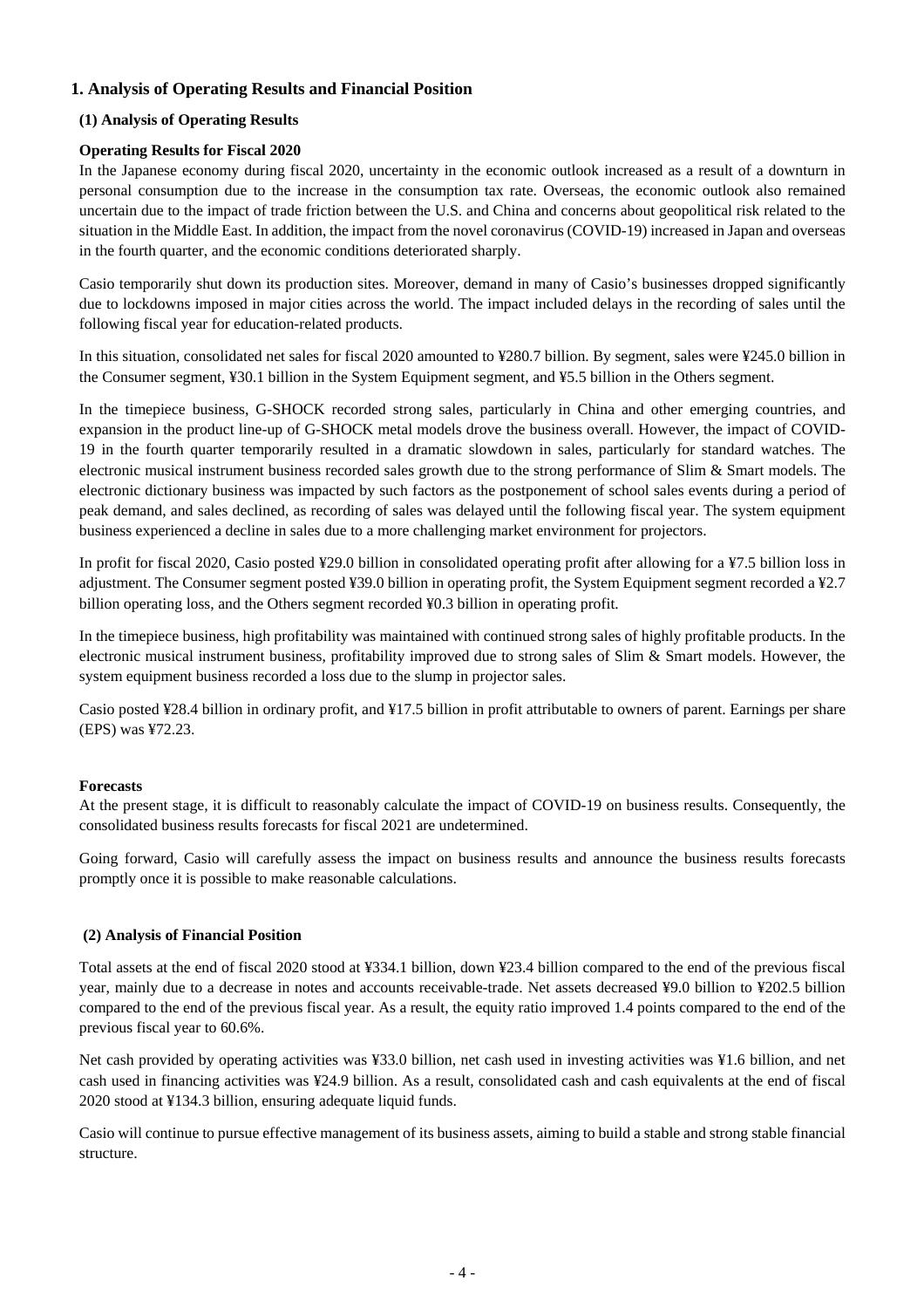# 1. Analysis of Operating Results and Financial Position

## (1) Analysis of Operating Results

### Operating Results for Fiscal 2020

In the Japanese economy during fiscal 2020, uncertainty in the economic outlook increased as a result of a downturn in personal consumption due to the increase in the consumption tax rate. Overseas, the economic outlook also remained uncertain due to the impact of trade friction between the U.S. and China and concerns about geopolitical risk related to the situation in the Middle East. In addition, the impact from the novel coronavirus (COVID-19) increased in Japan and overseas in the fourth quarter, and the economic conditions deteriorated sharply.

Casio temporarily shut down its production sites. Moreover, demand in many of Casio's businesses dropped significantly due to lockdowns imposed in major cities across the world. The impact included delays in the recording of sales until the following fiscal year for education-related products.

In this situation, consolidated net sales for fiscal 2020 amounted to ¥280.7 billion. By segment, sales were ¥245.0 billion in the Consumer segment, ¥30.1 billion in the System Equipment segment, and ¥5.5 billion in the Others segment.

In the timepiece business, G-SHOCK recorded strong sales, particularly in China and other emerging countries, and expansion in the product line-up of G-SHOCK metal models drove the business overall. However, the impact of COVID-19 in the fourth quarter temporarily resulted in a dramatic slowdown in sales, particularly for standard watches. The electronic musical instrument business recorded sales growth due to the strong performance of Slim & Smart models. The electronic dictionary business was impacted by such factors as the postponement of school sales events during a period of peak demand, and sales declined, as recording of sales was delayed until the following fiscal year. The system equipment business experienced a decline in sales due to a more challenging market environment for projectors.

In profit for fiscal 2020, Casio posted ¥29.0 billion in consolidated operating profit after allowing for a ¥7.5 billion loss in adjustment. The Consumer segment posted ¥39.0 billion in operating profit, the System Equipment segment recorded a ¥2.7 billion operating loss, and the Others segment recorded ¥0.3 billion in operating profit.

In the timepiece business, high profitability was maintained with continued strong sales of highly profitable products. In the electronic musical instrument business, profitability improved due to strong sales of Slim & Smart models. However, the system equipment business recorded a loss due to the slump in projector sales.

Casio posted ¥28.4 billion in ordinary profit, and ¥17.5 billion in profit attributable to owners of parent. Earnings per share (EPS) was ¥72.23.

### Forecasts

At the present stage, it is difficult to reasonably calculate the impact of COVID-19 on business results. Consequently, the consolidated business results forecasts for fiscal 2021 are undetermined.

Going forward, Casio will carefully assess the impact on business results and announce the business results forecasts promptly once it is possible to make reasonable calculations.

## (2) Analysis of Financial Position

Total assets at the end of fiscal 2020 stood at ¥334.1 billion, down ¥23.4 billion compared to the end of the previous fiscal year, mainly due to a decrease in notes and accounts receivable-trade. Net assets decreased ¥9.0 billion to ¥202.5 billion compared to the end of the previous fiscal year. As a result, the equity ratio improved 1.4 points compared to the end of the previous fiscal year to 60.6%.

Net cash provided by operating activities was ¥33.0 billion, net cash used in investing activities was ¥1.6 billion, and net cash used in financing activities was ¥24.9 billion. As a result, consolidated cash and cash equivalents at the end of fiscal 2020 stood at ¥134.3 billion, ensuring adequate liquid funds.

Casio will continue to pursue effective management of its business assets, aiming to build a stable and strong stable financial structure.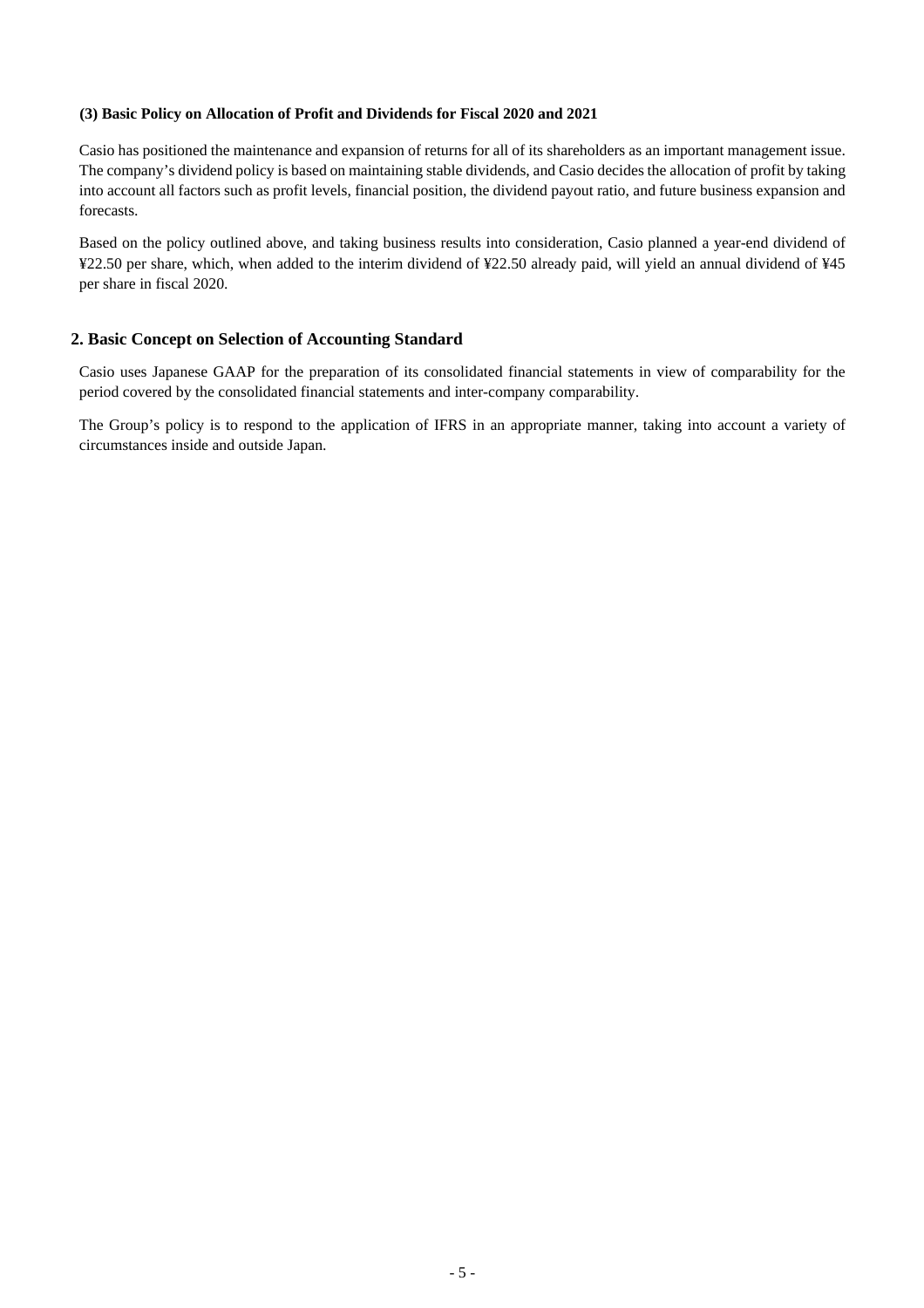### (3) Basic Policy on Allocation of Profit and Dividends for Fiscal 2020 and 2021

Casio has positioned the maintenance and expansion of returns for all of its shareholders as an important management issue. The company's dividend policy is based on maintaining stable dividends, and Casio decides the allocation of profit by taking into account all factors such as profit levels, financial position, the dividend payout ratio, and future business expansion and forecasts.

Based on the policy outlined above, and taking business results into consideration, Casio planned a year-end dividend of ¥22.50 per share, which, when added to the interim dividend of ¥22.50 already paid, will yield an annual dividend of ¥45 per share in fiscal 2020.

## 2. Basic Concept on Selection of Accounting Standard

Casio uses Japanese GAAP for the preparation of its consolidated financial statements in view of comparability for the period covered by the consolidated financial statements and inter-company comparability.

The Group's policy is to respond to the application of IFRS in an appropriate manner, taking into account a variety of circumstances inside and outside Japan.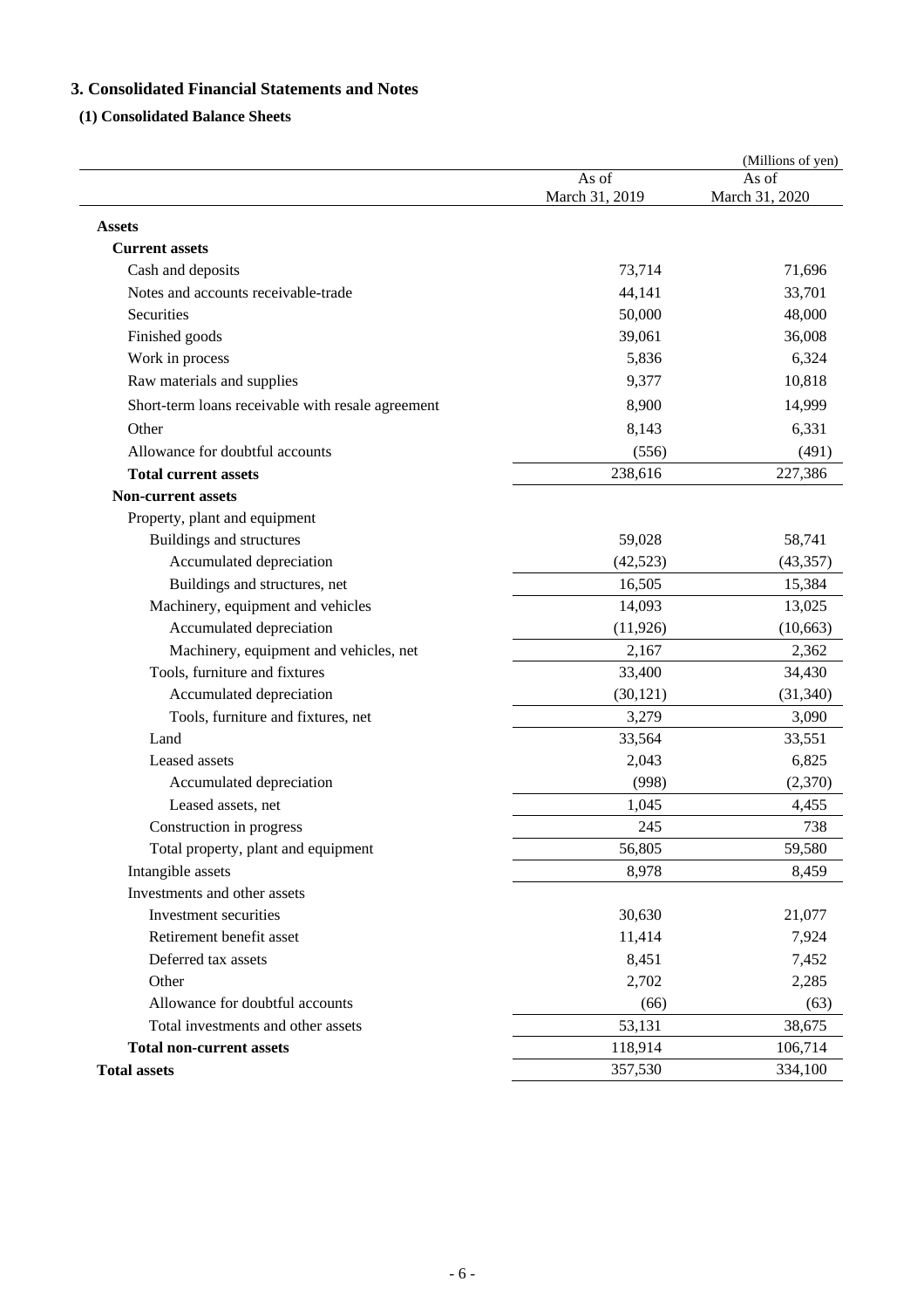## 3. Consolidated Financial Statements and Notes

### (1) Consolidated Balance Sheets

(Millions of yen)

| | As of March 31, 2019 | As of March 31, 2020 |
|---|---|---|
| **Assets** | | |
| **Current assets** | | |
| Cash and deposits | 73,714 | 71,696 |
| Notes and accounts receivable-trade | 44,141 | 33,701 |
| Securities | 50,000 | 48,000 |
| Finished goods | 39,061 | 36,008 |
| Work in process | 5,836 | 6,324 |
| Raw materials and supplies | 9,377 | 10,818 |
| Short-term loans receivable with resale agreement | 8,900 | 14,999 |
| Other | 8,143 | 6,331 |
| Allowance for doubtful accounts | (556) | (491) |
| **Total current assets** | 238,616 | 227,386 |
| **Non-current assets** | | |
| Property, plant and equipment | | |
| Buildings and structures | 59,028 | 58,741 |
| Accumulated depreciation | (42,523) | (43,357) |
| Buildings and structures, net | 16,505 | 15,384 |
| Machinery, equipment and vehicles | 14,093 | 13,025 |
| Accumulated depreciation | (11,926) | (10,663) |
| Machinery, equipment and vehicles, net | 2,167 | 2,362 |
| Tools, furniture and fixtures | 33,400 | 34,430 |
| Accumulated depreciation | (30,121) | (31,340) |
| Tools, furniture and fixtures, net | 3,279 | 3,090 |
| Land | 33,564 | 33,551 |
| Leased assets | 2,043 | 6,825 |
| Accumulated depreciation | (998) | (2,370) |
| Leased assets, net | 1,045 | 4,455 |
| Construction in progress | 245 | 738 |
| Total property, plant and equipment | 56,805 | 59,580 |
| Intangible assets | 8,978 | 8,459 |
| Investments and other assets | | |
| Investment securities | 30,630 | 21,077 |
| Retirement benefit asset | 11,414 | 7,924 |
| Deferred tax assets | 8,451 | 7,452 |
| Other | 2,702 | 2,285 |
| Allowance for doubtful accounts | (66) | (63) |
| Total investments and other assets | 53,131 | 38,675 |
| **Total non-current assets** | 118,914 | 106,714 |
| **Total assets** | 357,530 | 334,100 |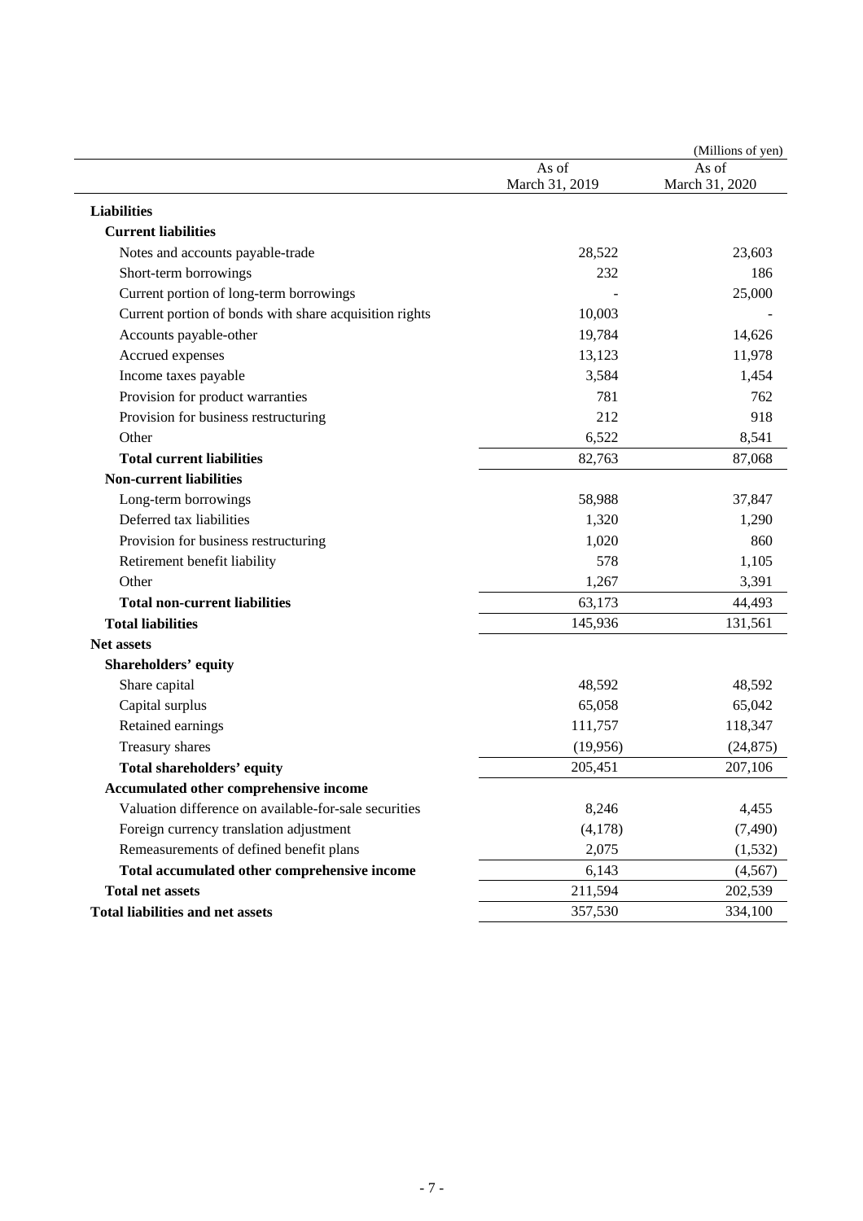(Millions of yen)

| | As of March 31, 2019 | As of March 31, 2020 |
|---|---|---|
| **Liabilities** | | |
| **Current liabilities** | | |
| Notes and accounts payable-trade | 28,522 | 23,603 |
| Short-term borrowings | 232 | 186 |
| Current portion of long-term borrowings | - | 25,000 |
| Current portion of bonds with share acquisition rights | 10,003 | - |
| Accounts payable-other | 19,784 | 14,626 |
| Accrued expenses | 13,123 | 11,978 |
| Income taxes payable | 3,584 | 1,454 |
| Provision for product warranties | 781 | 762 |
| Provision for business restructuring | 212 | 918 |
| Other | 6,522 | 8,541 |
| **Total current liabilities** | 82,763 | 87,068 |
| **Non-current liabilities** | | |
| Long-term borrowings | 58,988 | 37,847 |
| Deferred tax liabilities | 1,320 | 1,290 |
| Provision for business restructuring | 1,020 | 860 |
| Retirement benefit liability | 578 | 1,105 |
| Other | 1,267 | 3,391 |
| **Total non-current liabilities** | 63,173 | 44,493 |
| **Total liabilities** | 145,936 | 131,561 |
| **Net assets** | | |
| **Shareholders' equity** | | |
| Share capital | 48,592 | 48,592 |
| Capital surplus | 65,058 | 65,042 |
| Retained earnings | 111,757 | 118,347 |
| Treasury shares | (19,956) | (24,875) |
| **Total shareholders' equity** | 205,451 | 207,106 |
| **Accumulated other comprehensive income** | | |
| Valuation difference on available-for-sale securities | 8,246 | 4,455 |
| Foreign currency translation adjustment | (4,178) | (7,490) |
| Remeasurements of defined benefit plans | 2,075 | (1,532) |
| **Total accumulated other comprehensive income** | 6,143 | (4,567) |
| **Total net assets** | 211,594 | 202,539 |
| **Total liabilities and net assets** | 357,530 | 334,100 |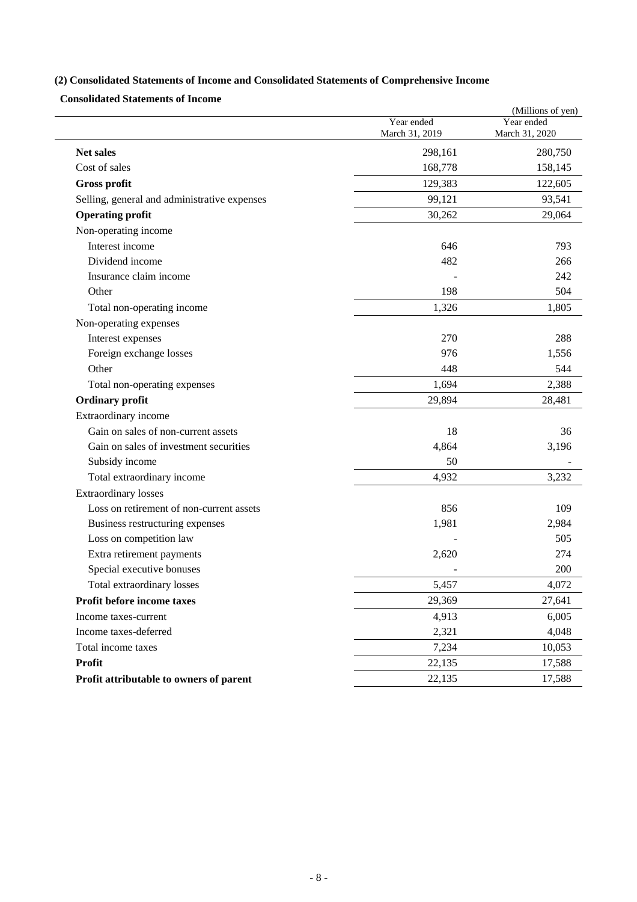### (2) Consolidated Statements of Income and Consolidated Statements of Comprehensive Income

**Consolidated Statements of Income**

(Millions of yen)

| | Year ended March 31, 2019 | Year ended March 31, 2020 |
|---|---|---|
| **Net sales** | 298,161 | 280,750 |
| Cost of sales | 168,778 | 158,145 |
| **Gross profit** | 129,383 | 122,605 |
| Selling, general and administrative expenses | 99,121 | 93,541 |
| **Operating profit** | 30,262 | 29,064 |
| Non-operating income | | |
| Interest income | 646 | 793 |
| Dividend income | 482 | 266 |
| Insurance claim income | - | 242 |
| Other | 198 | 504 |
| Total non-operating income | 1,326 | 1,805 |
| Non-operating expenses | | |
| Interest expenses | 270 | 288 |
| Foreign exchange losses | 976 | 1,556 |
| Other | 448 | 544 |
| Total non-operating expenses | 1,694 | 2,388 |
| **Ordinary profit** | 29,894 | 28,481 |
| Extraordinary income | | |
| Gain on sales of non-current assets | 18 | 36 |
| Gain on sales of investment securities | 4,864 | 3,196 |
| Subsidy income | 50 | - |
| Total extraordinary income | 4,932 | 3,232 |
| Extraordinary losses | | |
| Loss on retirement of non-current assets | 856 | 109 |
| Business restructuring expenses | 1,981 | 2,984 |
| Loss on competition law | - | 505 |
| Extra retirement payments | 2,620 | 274 |
| Special executive bonuses | - | 200 |
| Total extraordinary losses | 5,457 | 4,072 |
| **Profit before income taxes** | 29,369 | 27,641 |
| Income taxes-current | 4,913 | 6,005 |
| Income taxes-deferred | 2,321 | 4,048 |
| Total income taxes | 7,234 | 10,053 |
| **Profit** | 22,135 | 17,588 |
| **Profit attributable to owners of parent** | 22,135 | 17,588 |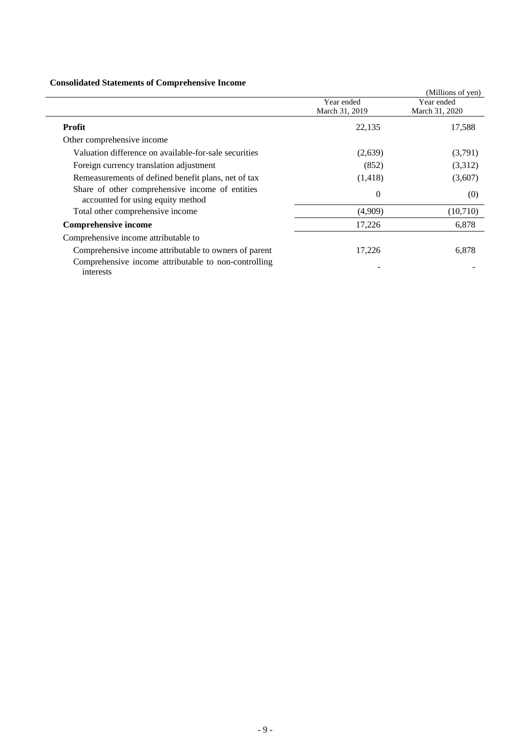**Consolidated Statements of Comprehensive Income**

(Millions of yen)

| | Year ended March 31, 2019 | Year ended March 31, 2020 |
|---|---|---|
| **Profit** | 22,135 | 17,588 |
| Other comprehensive income | | |
| Valuation difference on available-for-sale securities | (2,639) | (3,791) |
| Foreign currency translation adjustment | (852) | (3,312) |
| Remeasurements of defined benefit plans, net of tax | (1,418) | (3,607) |
| Share of other comprehensive income of entities accounted for using equity method | 0 | (0) |
| Total other comprehensive income | (4,909) | (10,710) |
| **Comprehensive income** | 17,226 | 6,878 |
| Comprehensive income attributable to | | |
| Comprehensive income attributable to owners of parent | 17,226 | 6,878 |
| Comprehensive income attributable to non-controlling interests | - | - |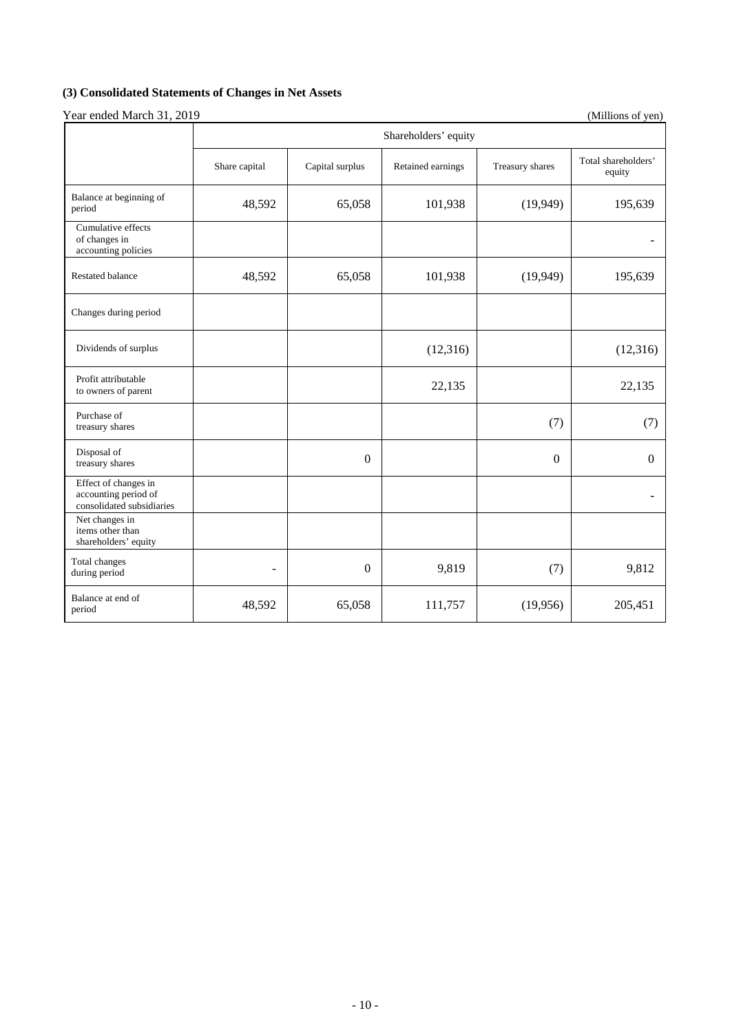### (3) Consolidated Statements of Changes in Net Assets

Year ended March 31, 2019 (Millions of yen)

| | Shareholders' equity | | | | |
|---|---|---|---|---|---|
| | Share capital | Capital surplus | Retained earnings | Treasury shares | Total shareholders' equity |
| Balance at beginning of period | 48,592 | 65,058 | 101,938 | (19,949) | 195,639 |
| Cumulative effects of changes in accounting policies | | | | | - |
| Restated balance | 48,592 | 65,058 | 101,938 | (19,949) | 195,639 |
| Changes during period | | | | | |
| Dividends of surplus | | | (12,316) | | (12,316) |
| Profit attributable to owners of parent | | | 22,135 | | 22,135 |
| Purchase of treasury shares | | | | (7) | (7) |
| Disposal of treasury shares | | 0 | | 0 | 0 |
| Effect of changes in accounting period of consolidated subsidiaries | | | | | - |
| Net changes in items other than shareholders' equity | | | | | |
| Total changes during period | - | 0 | 9,819 | (7) | 9,812 |
| Balance at end of period | 48,592 | 65,058 | 111,757 | (19,956) | 205,451 |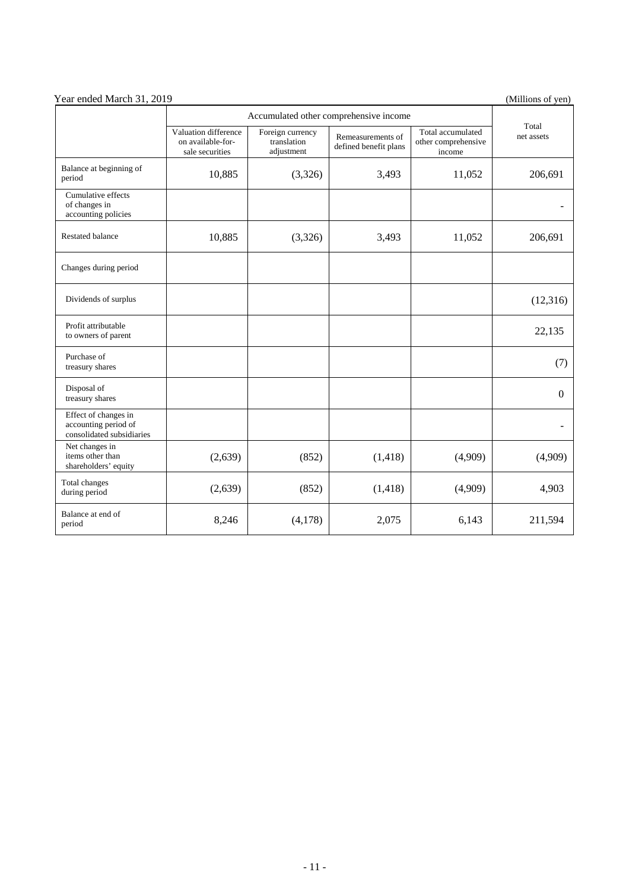Year ended March 31, 2019 (Millions of yen)

| | Accumulated other comprehensive income | | | | Total net assets |
|---|---|---|---|---|---|
| | Valuation difference on available-for-sale securities | Foreign currency translation adjustment | Remeasurements of defined benefit plans | Total accumulated other comprehensive income | |
| Balance at beginning of period | 10,885 | (3,326) | 3,493 | 11,052 | 206,691 |
| Cumulative effects of changes in accounting policies | | | | | - |
| Restated balance | 10,885 | (3,326) | 3,493 | 11,052 | 206,691 |
| Changes during period | | | | | |
| Dividends of surplus | | | | | (12,316) |
| Profit attributable to owners of parent | | | | | 22,135 |
| Purchase of treasury shares | | | | | (7) |
| Disposal of treasury shares | | | | | 0 |
| Effect of changes in accounting period of consolidated subsidiaries | | | | | - |
| Net changes in items other than shareholders' equity | (2,639) | (852) | (1,418) | (4,909) | (4,909) |
| Total changes during period | (2,639) | (852) | (1,418) | (4,909) | 4,903 |
| Balance at end of period | 8,246 | (4,178) | 2,075 | 6,143 | 211,594 |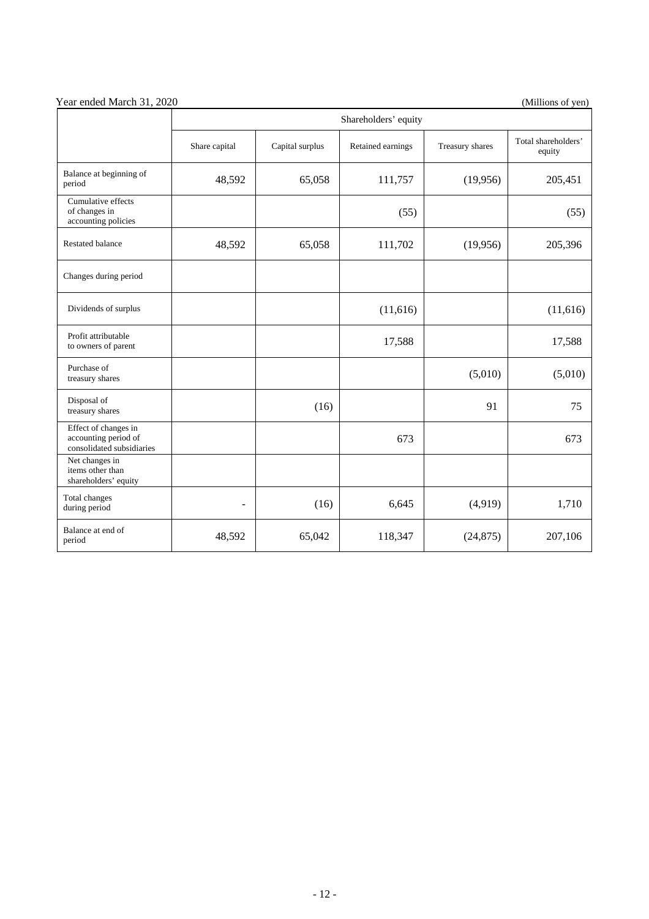Year ended March 31, 2020 (Millions of yen)

| | Shareholders' equity | | | | |
|---|---|---|---|---|---|
| | Share capital | Capital surplus | Retained earnings | Treasury shares | Total shareholders' equity |
| Balance at beginning of period | 48,592 | 65,058 | 111,757 | (19,956) | 205,451 |
| Cumulative effects of changes in accounting policies | | | (55) | | (55) |
| Restated balance | 48,592 | 65,058 | 111,702 | (19,956) | 205,396 |
| Changes during period | | | | | |
| Dividends of surplus | | | (11,616) | | (11,616) |
| Profit attributable to owners of parent | | | 17,588 | | 17,588 |
| Purchase of treasury shares | | | | (5,010) | (5,010) |
| Disposal of treasury shares | | (16) | | 91 | 75 |
| Effect of changes in accounting period of consolidated subsidiaries | | | 673 | | 673 |
| Net changes in items other than shareholders' equity | | | | | |
| Total changes during period | - | (16) | 6,645 | (4,919) | 1,710 |
| Balance at end of period | 48,592 | 65,042 | 118,347 | (24,875) | 207,106 |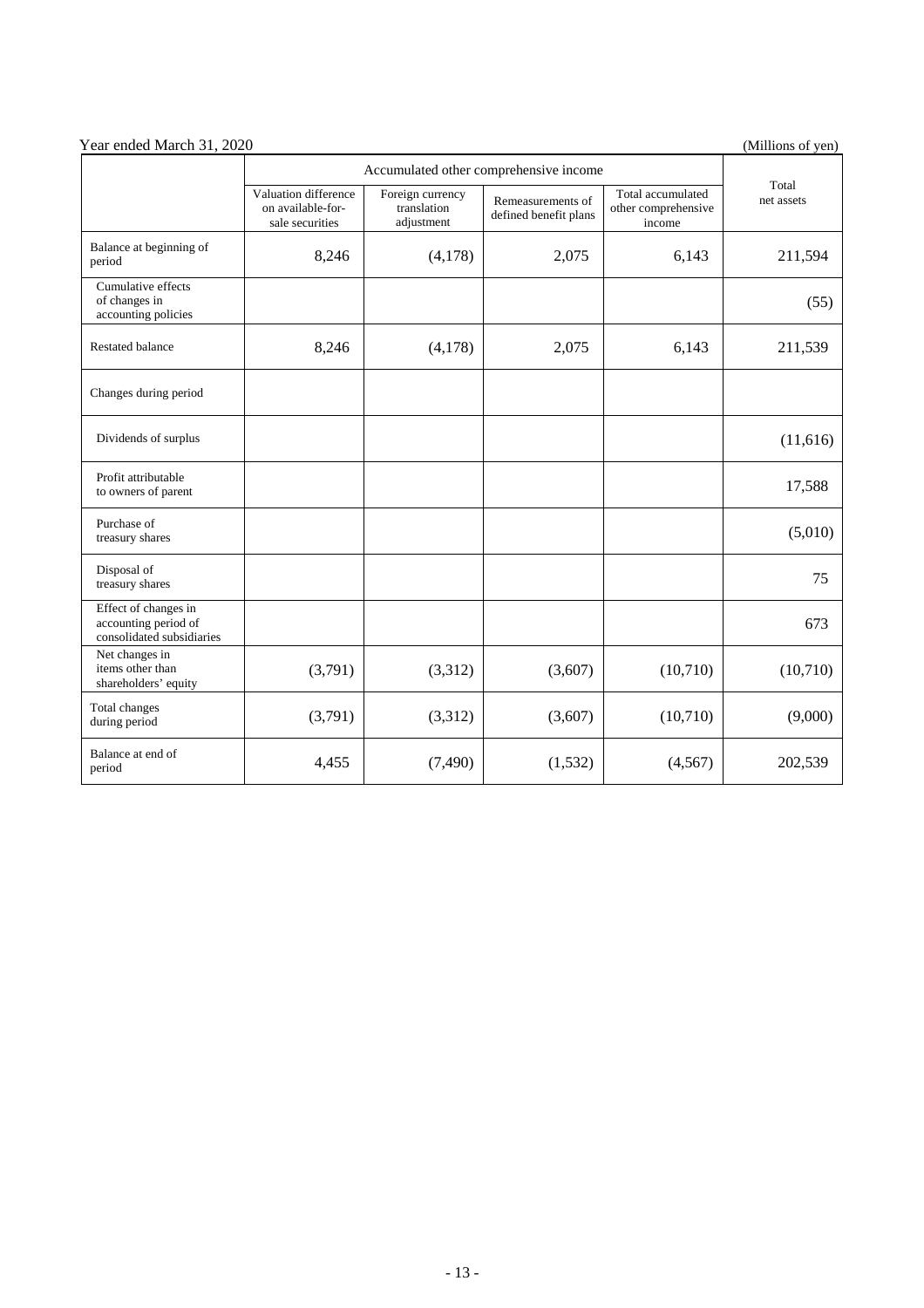Year ended March 31, 2020 (Millions of yen)

| | Accumulated other comprehensive income | | | | Total net assets |
|---|---|---|---|---|---|
| | Valuation difference on available-for-sale securities | Foreign currency translation adjustment | Remeasurements of defined benefit plans | Total accumulated other comprehensive income | |
| Balance at beginning of period | 8,246 | (4,178) | 2,075 | 6,143 | 211,594 |
| Cumulative effects of changes in accounting policies | | | | | (55) |
| Restated balance | 8,246 | (4,178) | 2,075 | 6,143 | 211,539 |
| Changes during period | | | | | |
| Dividends of surplus | | | | | (11,616) |
| Profit attributable to owners of parent | | | | | 17,588 |
| Purchase of treasury shares | | | | | (5,010) |
| Disposal of treasury shares | | | | | 75 |
| Effect of changes in accounting period of consolidated subsidiaries | | | | | 673 |
| Net changes in items other than shareholders' equity | (3,791) | (3,312) | (3,607) | (10,710) | (10,710) |
| Total changes during period | (3,791) | (3,312) | (3,607) | (10,710) | (9,000) |
| Balance at end of period | 4,455 | (7,490) | (1,532) | (4,567) | 202,539 |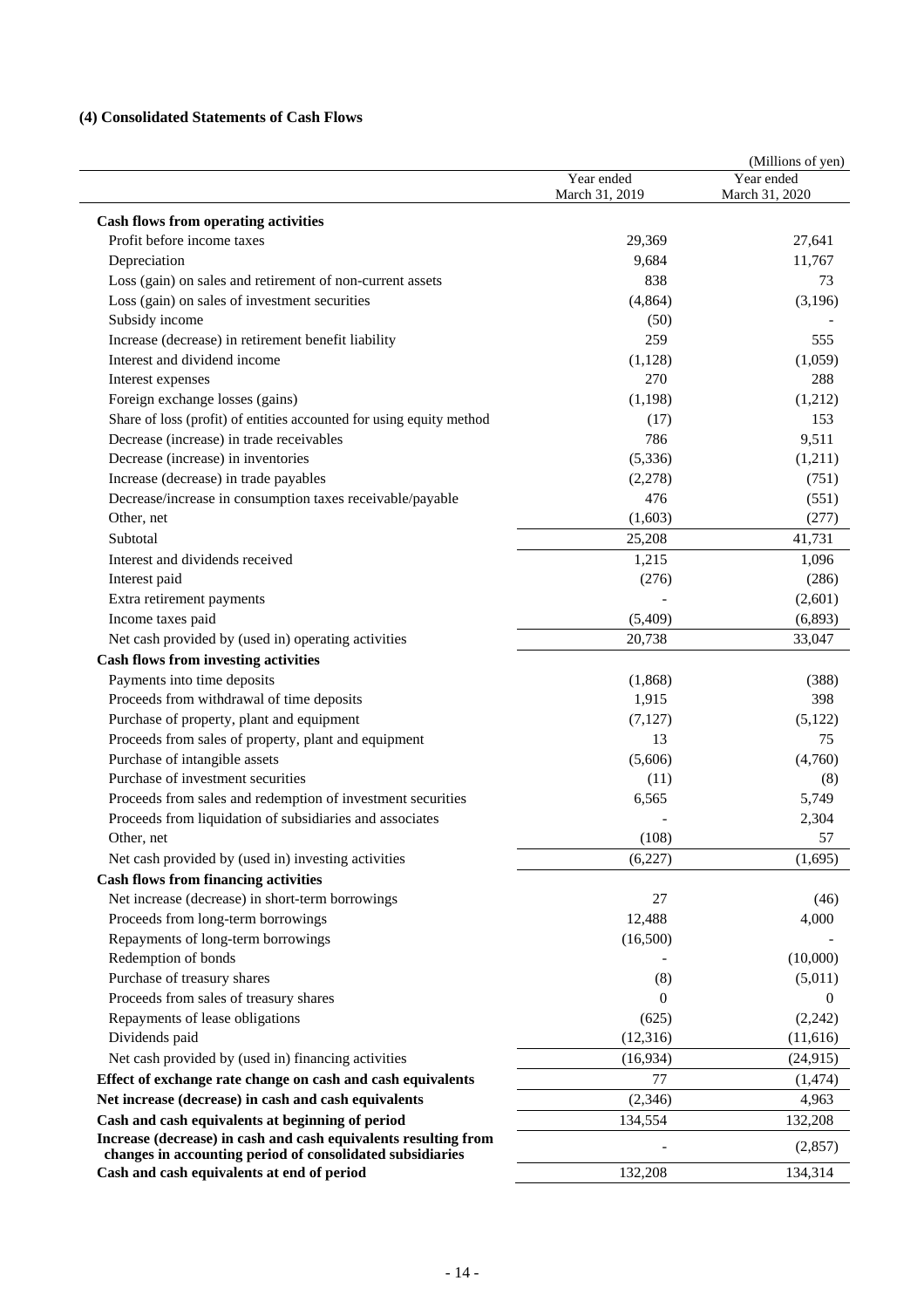### (4) Consolidated Statements of Cash Flows

(Millions of yen)

| | Year ended March 31, 2019 | Year ended March 31, 2020 |
|---|---|---|
| **Cash flows from operating activities** | | |
| Profit before income taxes | 29,369 | 27,641 |
| Depreciation | 9,684 | 11,767 |
| Loss (gain) on sales and retirement of non-current assets | 838 | 73 |
| Loss (gain) on sales of investment securities | (4,864) | (3,196) |
| Subsidy income | (50) | - |
| Increase (decrease) in retirement benefit liability | 259 | 555 |
| Interest and dividend income | (1,128) | (1,059) |
| Interest expenses | 270 | 288 |
| Foreign exchange losses (gains) | (1,198) | (1,212) |
| Share of loss (profit) of entities accounted for using equity method | (17) | 153 |
| Decrease (increase) in trade receivables | 786 | 9,511 |
| Decrease (increase) in inventories | (5,336) | (1,211) |
| Increase (decrease) in trade payables | (2,278) | (751) |
| Decrease/increase in consumption taxes receivable/payable | 476 | (551) |
| Other, net | (1,603) | (277) |
| Subtotal | 25,208 | 41,731 |
| Interest and dividends received | 1,215 | 1,096 |
| Interest paid | (276) | (286) |
| Extra retirement payments | - | (2,601) |
| Income taxes paid | (5,409) | (6,893) |
| Net cash provided by (used in) operating activities | 20,738 | 33,047 |
| **Cash flows from investing activities** | | |
| Payments into time deposits | (1,868) | (388) |
| Proceeds from withdrawal of time deposits | 1,915 | 398 |
| Purchase of property, plant and equipment | (7,127) | (5,122) |
| Proceeds from sales of property, plant and equipment | 13 | 75 |
| Purchase of intangible assets | (5,606) | (4,760) |
| Purchase of investment securities | (11) | (8) |
| Proceeds from sales and redemption of investment securities | 6,565 | 5,749 |
| Proceeds from liquidation of subsidiaries and associates | - | 2,304 |
| Other, net | (108) | 57 |
| Net cash provided by (used in) investing activities | (6,227) | (1,695) |
| **Cash flows from financing activities** | | |
| Net increase (decrease) in short-term borrowings | 27 | (46) |
| Proceeds from long-term borrowings | 12,488 | 4,000 |
| Repayments of long-term borrowings | (16,500) | - |
| Redemption of bonds | - | (10,000) |
| Purchase of treasury shares | (8) | (5,011) |
| Proceeds from sales of treasury shares | 0 | 0 |
| Repayments of lease obligations | (625) | (2,242) |
| Dividends paid | (12,316) | (11,616) |
| Net cash provided by (used in) financing activities | (16,934) | (24,915) |
| **Effect of exchange rate change on cash and cash equivalents** | 77 | (1,474) |
| **Net increase (decrease) in cash and cash equivalents** | (2,346) | 4,963 |
| **Cash and cash equivalents at beginning of period** | 134,554 | 132,208 |
| **Increase (decrease) in cash and cash equivalents resulting from changes in accounting period of consolidated subsidiaries** | - | (2,857) |
| **Cash and cash equivalents at end of period** | 132,208 | 134,314 |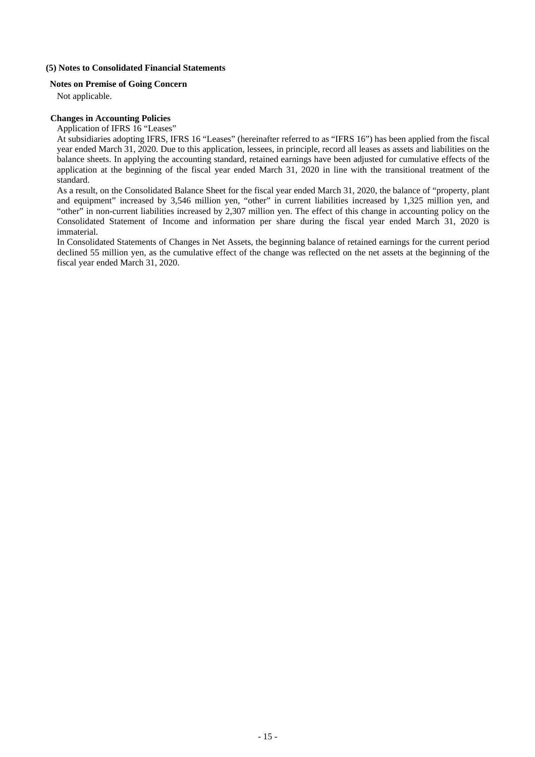### (5) Notes to Consolidated Financial Statements

#### Notes on Premise of Going Concern

Not applicable.

#### Changes in Accounting Policies

Application of IFRS 16 "Leases"

At subsidiaries adopting IFRS, IFRS 16 "Leases" (hereinafter referred to as "IFRS 16") has been applied from the fiscal year ended March 31, 2020. Due to this application, lessees, in principle, record all leases as assets and liabilities on the balance sheets. In applying the accounting standard, retained earnings have been adjusted for cumulative effects of the application at the beginning of the fiscal year ended March 31, 2020 in line with the transitional treatment of the standard.

As a result, on the Consolidated Balance Sheet for the fiscal year ended March 31, 2020, the balance of "property, plant and equipment" increased by 3,546 million yen, "other" in current liabilities increased by 1,325 million yen, and "other" in non-current liabilities increased by 2,307 million yen. The effect of this change in accounting policy on the Consolidated Statement of Income and information per share during the fiscal year ended March 31, 2020 is immaterial.

In Consolidated Statements of Changes in Net Assets, the beginning balance of retained earnings for the current period declined 55 million yen, as the cumulative effect of the change was reflected on the net assets at the beginning of the fiscal year ended March 31, 2020.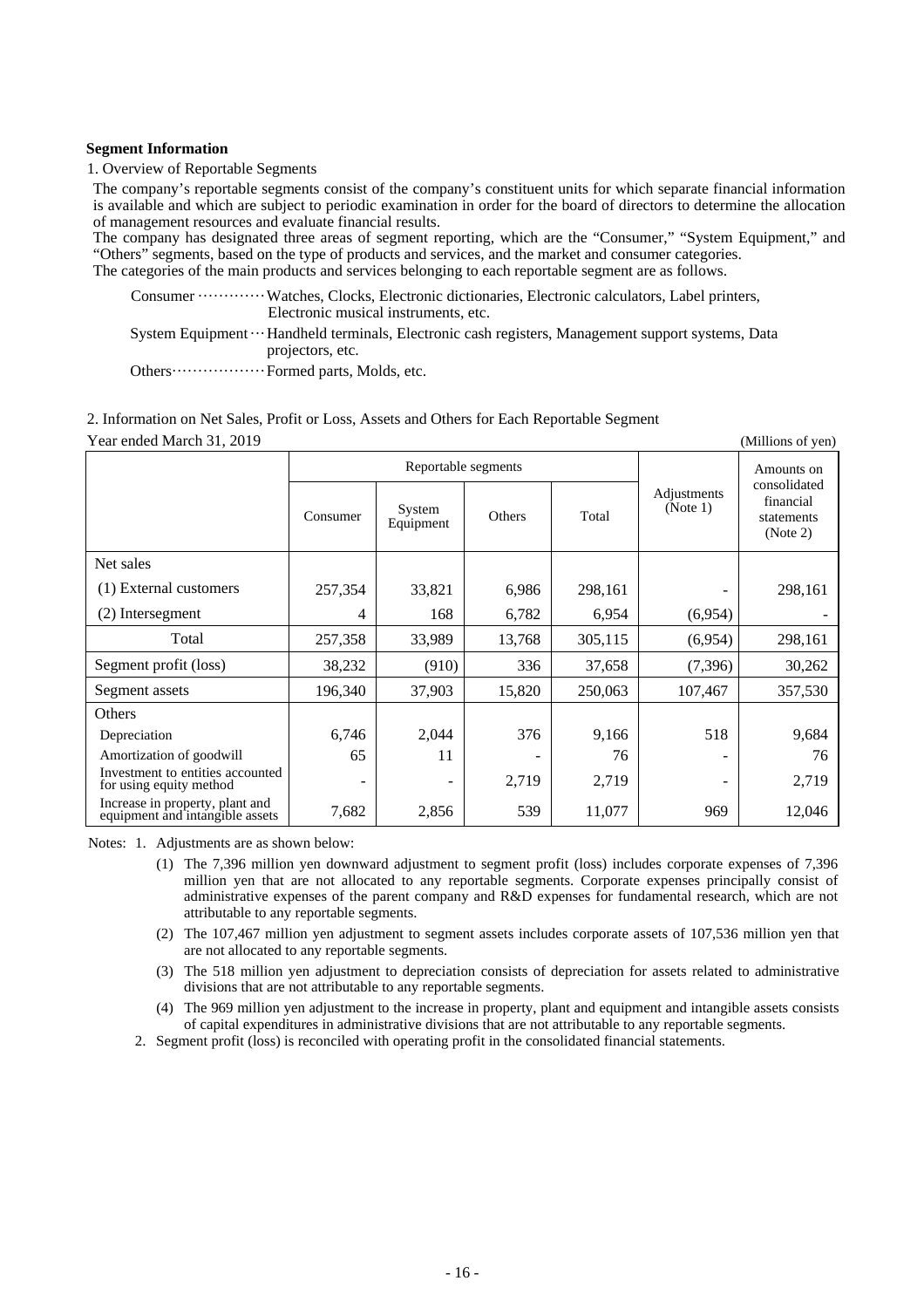**Segment Information**

1. Overview of Reportable Segments

The company's reportable segments consist of the company's constituent units for which separate financial information is available and which are subject to periodic examination in order for the board of directors to determine the allocation of management resources and evaluate financial results.

The company has designated three areas of segment reporting, which are the "Consumer," "System Equipment," and "Others" segments, based on the type of products and services, and the market and consumer categories.

The categories of the main products and services belonging to each reportable segment are as follows.

Consumer ············ Watches, Clocks, Electronic dictionaries, Electronic calculators, Label printers, Electronic musical instruments, etc.

System Equipment ··· Handheld terminals, Electronic cash registers, Management support systems, Data projectors, etc.

Others················· Formed parts, Molds, etc.

2. Information on Net Sales, Profit or Loss, Assets and Others for Each Reportable Segment

Year ended March 31, 2019 (Millions of yen)

| | Reportable segments | | | | Adjustments (Note 1) | Amounts on consolidated financial statements (Note 2) |
|---|---|---|---|---|---|---|
| | Consumer | System Equipment | Others | Total | | |
| Net sales | | | | | | |
| (1) External customers | 257,354 | 33,821 | 6,986 | 298,161 | - | 298,161 |
| (2) Intersegment | 4 | 168 | 6,782 | 6,954 | (6,954) | - |
| Total | 257,358 | 33,989 | 13,768 | 305,115 | (6,954) | 298,161 |
| Segment profit (loss) | 38,232 | (910) | 336 | 37,658 | (7,396) | 30,262 |
| Segment assets | 196,340 | 37,903 | 15,820 | 250,063 | 107,467 | 357,530 |
| Others | | | | | | |
| Depreciation | 6,746 | 2,044 | 376 | 9,166 | 518 | 9,684 |
| Amortization of goodwill | 65 | 11 | - | 76 | - | 76 |
| Investment to entities accounted for using equity method | - | - | 2,719 | 2,719 | - | 2,719 |
| Increase in property, plant and equipment and intangible assets | 7,682 | 2,856 | 539 | 11,077 | 969 | 12,046 |

Notes: 1. Adjustments are as shown below:

(1) The 7,396 million yen downward adjustment to segment profit (loss) includes corporate expenses of 7,396 million yen that are not allocated to any reportable segments. Corporate expenses principally consist of administrative expenses of the parent company and R&D expenses for fundamental research, which are not attributable to any reportable segments.

(2) The 107,467 million yen adjustment to segment assets includes corporate assets of 107,536 million yen that are not allocated to any reportable segments.

(3) The 518 million yen adjustment to depreciation consists of depreciation for assets related to administrative divisions that are not attributable to any reportable segments.

(4) The 969 million yen adjustment to the increase in property, plant and equipment and intangible assets consists of capital expenditures in administrative divisions that are not attributable to any reportable segments.

2. Segment profit (loss) is reconciled with operating profit in the consolidated financial statements.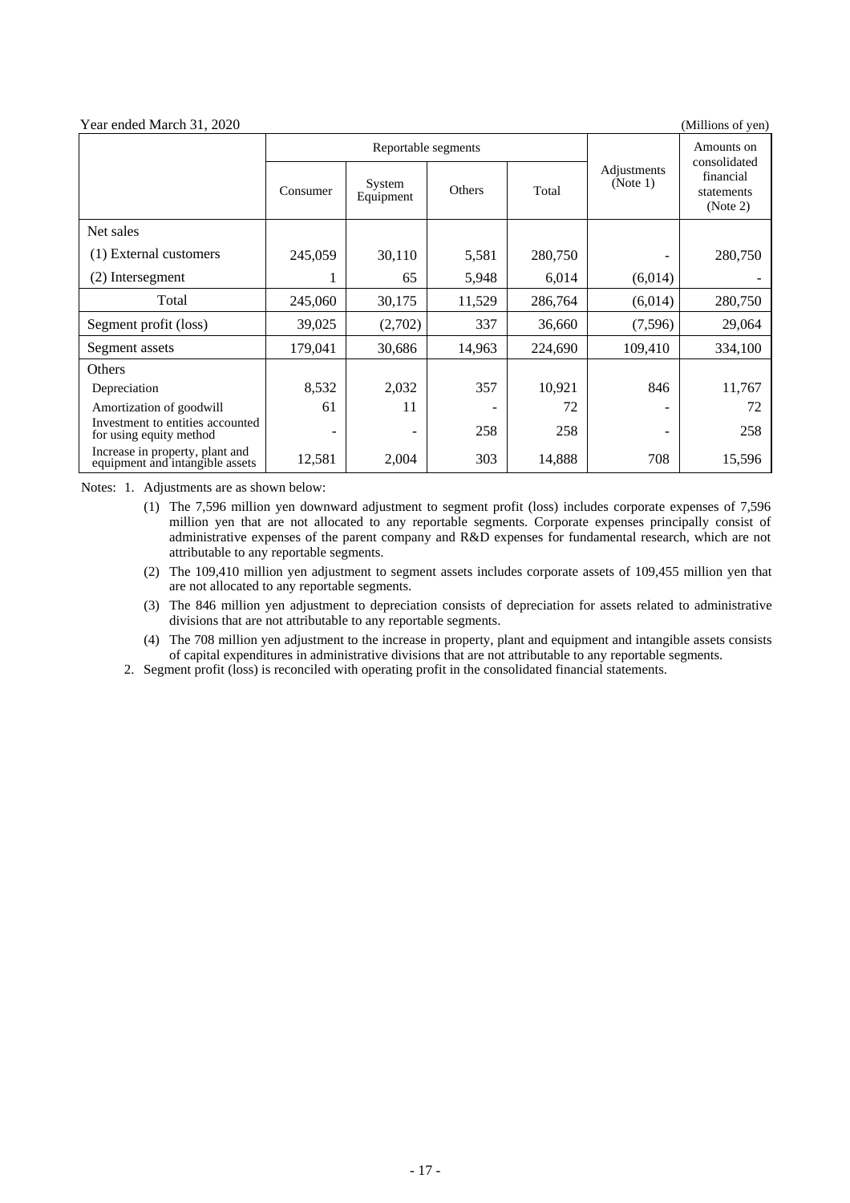Year ended March 31, 2020 (Millions of yen)

| | Reportable segments | | | | Adjustments (Note 1) | Amounts on consolidated financial statements (Note 2) |
|---|---|---|---|---|---|---|
| | Consumer | System Equipment | Others | Total | | |
| Net sales | | | | | | |
| (1) External customers | 245,059 | 30,110 | 5,581 | 280,750 | - | 280,750 |
| (2) Intersegment | 1 | 65 | 5,948 | 6,014 | (6,014) | - |
| Total | 245,060 | 30,175 | 11,529 | 286,764 | (6,014) | 280,750 |
| Segment profit (loss) | 39,025 | (2,702) | 337 | 36,660 | (7,596) | 29,064 |
| Segment assets | 179,041 | 30,686 | 14,963 | 224,690 | 109,410 | 334,100 |
| Others | | | | | | |
| Depreciation | 8,532 | 2,032 | 357 | 10,921 | 846 | 11,767 |
| Amortization of goodwill | 61 | 11 | - | 72 | - | 72 |
| Investment to entities accounted for using equity method | - | - | 258 | 258 | - | 258 |
| Increase in property, plant and equipment and intangible assets | 12,581 | 2,004 | 303 | 14,888 | 708 | 15,596 |

Notes: 1. Adjustments are as shown below:

(1) The 7,596 million yen downward adjustment to segment profit (loss) includes corporate expenses of 7,596 million yen that are not allocated to any reportable segments. Corporate expenses principally consist of administrative expenses of the parent company and R&D expenses for fundamental research, which are not attributable to any reportable segments.

(2) The 109,410 million yen adjustment to segment assets includes corporate assets of 109,455 million yen that are not allocated to any reportable segments.

(3) The 846 million yen adjustment to depreciation consists of depreciation for assets related to administrative divisions that are not attributable to any reportable segments.

(4) The 708 million yen adjustment to the increase in property, plant and equipment and intangible assets consists of capital expenditures in administrative divisions that are not attributable to any reportable segments.

2. Segment profit (loss) is reconciled with operating profit in the consolidated financial statements.